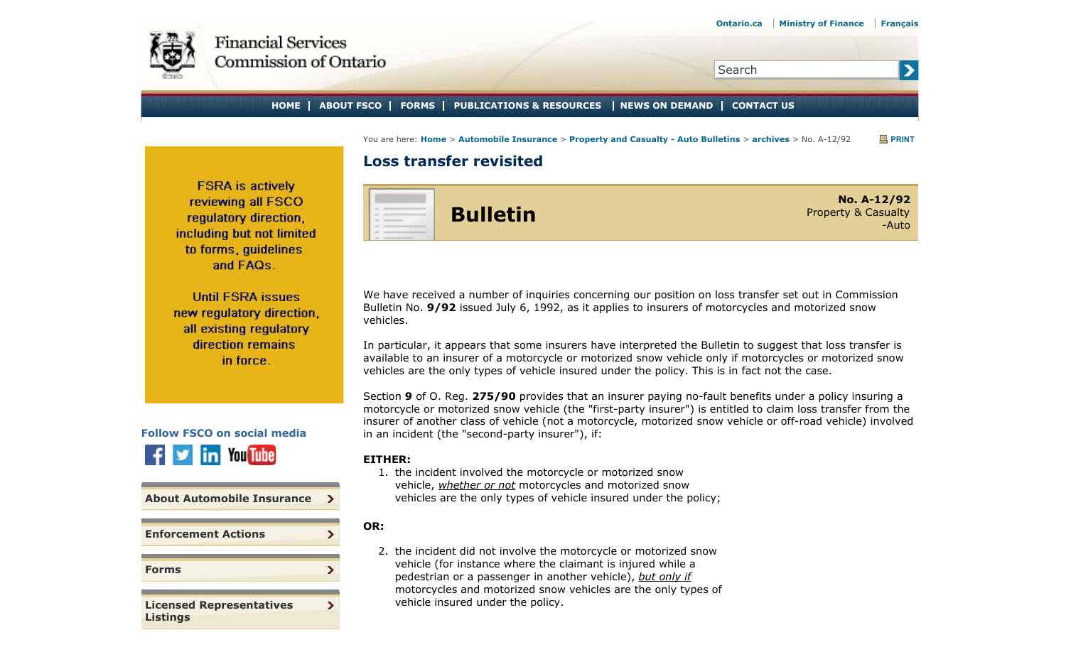Ontario.ca | Ministry of Finance | Français

Financial Services Commission of Ontario

HOME | ABOUT FSCO | FORMS | PUBLICATIONS & RESOURCES | NEWS ON DEMAND | CONTACT US

You are here: Home > Automobile Insurance > Property and Casualty - Auto Bulletins > archives > No. A-12/92

# Loss transfer revisited

**Bulletin**

**No. A-12/92**
Property & Casualty -Auto

FSRA is actively reviewing all FSCO regulatory direction, including but not limited to forms, guidelines and FAQs.

Until FSRA issues new regulatory direction, all existing regulatory direction remains in force.

We have received a number of inquiries concerning our position on loss transfer set out in Commission Bulletin No. **9/92** issued July 6, 1992, as it applies to insurers of motorcycles and motorized snow vehicles.

In particular, it appears that some insurers have interpreted the Bulletin to suggest that loss transfer is available to an insurer of a motorcycle or motorized snow vehicle only if motorcycles or motorized snow vehicles are the only types of vehicle insured under the policy. This is in fact not the case.

Section **9** of O. Reg. **275/90** provides that an insurer paying no-fault benefits under a policy insuring a motorcycle or motorized snow vehicle (the "first-party insurer") is entitled to claim loss transfer from the insurer of another class of vehicle (not a motorcycle, motorized snow vehicle or off-road vehicle) involved in an incident (the "second-party insurer"), if:

**EITHER:**

1. the incident involved the motorcycle or motorized snow vehicle, *whether or not* motorcycles and motorized snow vehicles are the only types of vehicle insured under the policy;

**OR:**

2. the incident did not involve the motorcycle or motorized snow vehicle (for instance where the claimant is injured while a pedestrian or a passenger in another vehicle), *but only if* motorcycles and motorized snow vehicles are the only types of vehicle insured under the policy.

Follow FSCO on social media

About Automobile Insurance

Enforcement Actions

Forms

Licensed Representatives Listings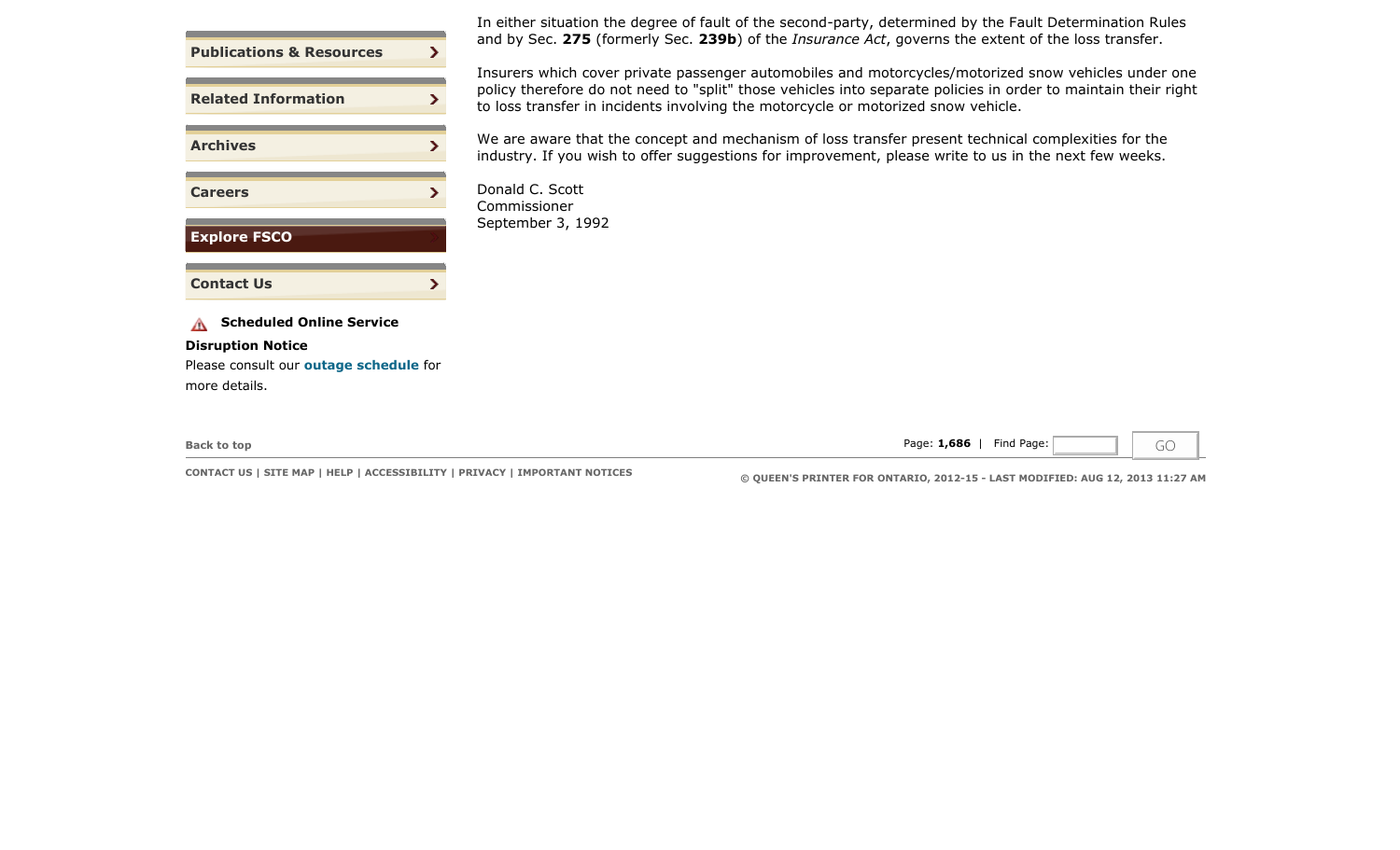In either situation the degree of fault of the second-party, determined by the Fault Determination Rules and by Sec. **275** (formerly Sec. **239b**) of the *Insurance Act*, governs the extent of the loss transfer.

Insurers which cover private passenger automobiles and motorcycles/motorized snow vehicles under one policy therefore do not need to "split" those vehicles into separate policies in order to maintain their right to loss transfer in incidents involving the motorcycle or motorized snow vehicle.

We are aware that the concept and mechanism of loss transfer present technical complexities for the industry. If you wish to offer suggestions for improvement, please write to us in the next few weeks.

Donald C. Scott
Commissioner
September 3, 1992